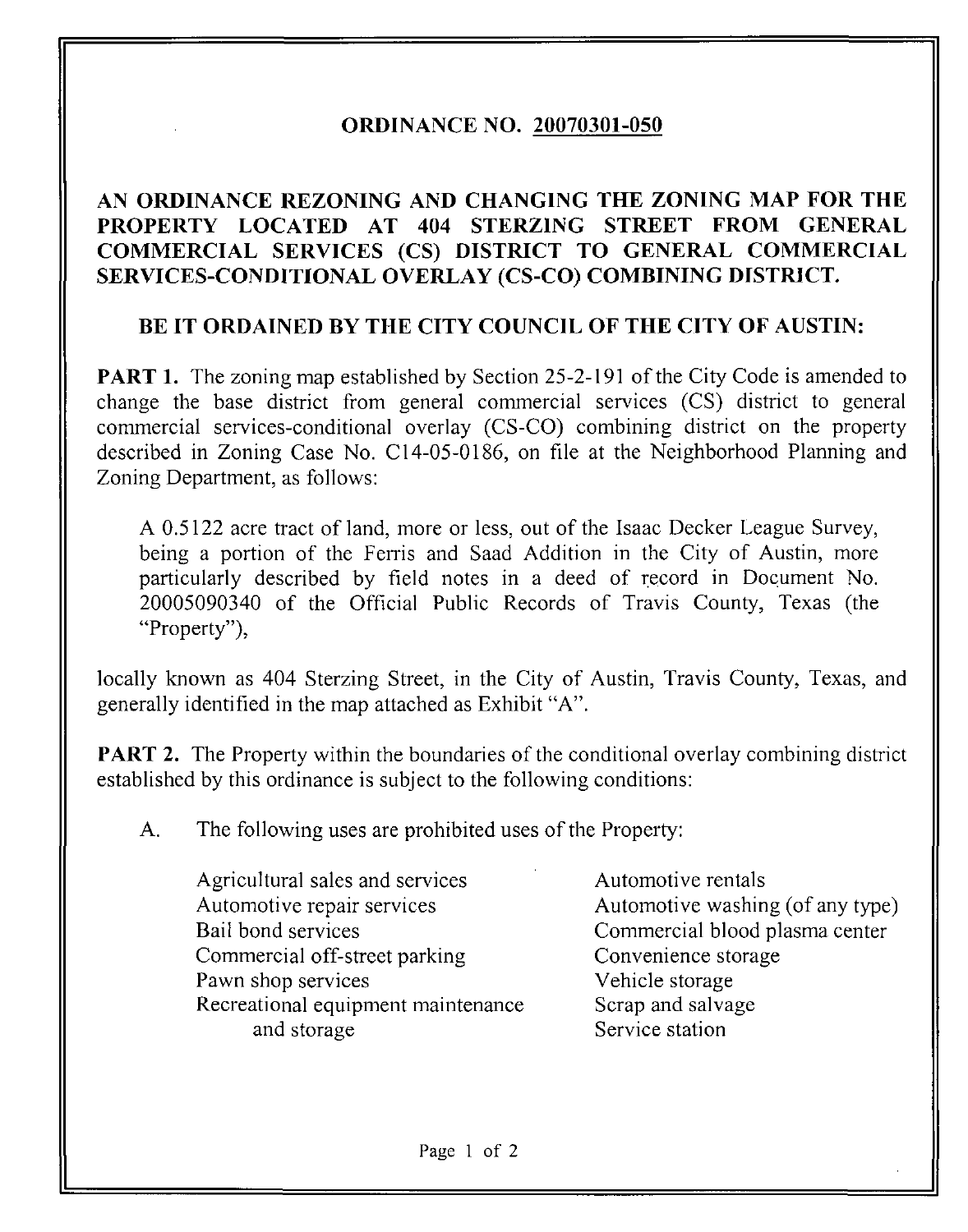# ORDINANCE NO. 20070301-050

## AN ORDINANCE REZONING AND CHANGING THE ZONING MAP FOR THE PROPERTY LOCATED AT 404 STERZING STREET FROM GENERAL COMMERCIAL SERVICES (CS) DISTRICT TO GENERAL COMMERCIAL SERVICES-CONDITIONAL OVERLAY (CS-CO) COMBINING DISTRICT.

**BE IT ORDAINED BY THE CITY COUNCIL OF THE CITY OF AUSTIN:**

**PART 1.** The zoning map established by Section 25-2-191 of the City Code is amended to change the base district from general commercial services (CS) district to general commercial services-conditional overlay (CS-CO) combining district on the property described in Zoning Case No. C14-05-0186, on file at the Neighborhood Planning and Zoning Department, as follows:

> A 0.5122 acre tract of land, more or less, out of the Isaac Decker League Survey, being a portion of the Ferris and Saad Addition in the City of Austin, more particularly described by field notes in a deed of record in Document No. 20005090340 of the Official Public Records of Travis County, Texas (the "Property"),

locally known as 404 Sterzing Street, in the City of Austin, Travis County, Texas, and generally identified in the map attached as Exhibit "A".

**PART 2.** The Property within the boundaries of the conditional overlay combining district established by this ordinance is subject to the following conditions:

A. The following uses are prohibited uses of the Property:

- Agricultural sales and services
- Automotive repair services
- Bail bond services
- Commercial off-street parking
- Pawn shop services
- Recreational equipment maintenance and storage
- Automotive rentals
- Automotive washing (of any type)
- Commercial blood plasma center
- Convenience storage
- Vehicle storage
- Scrap and salvage
- Service station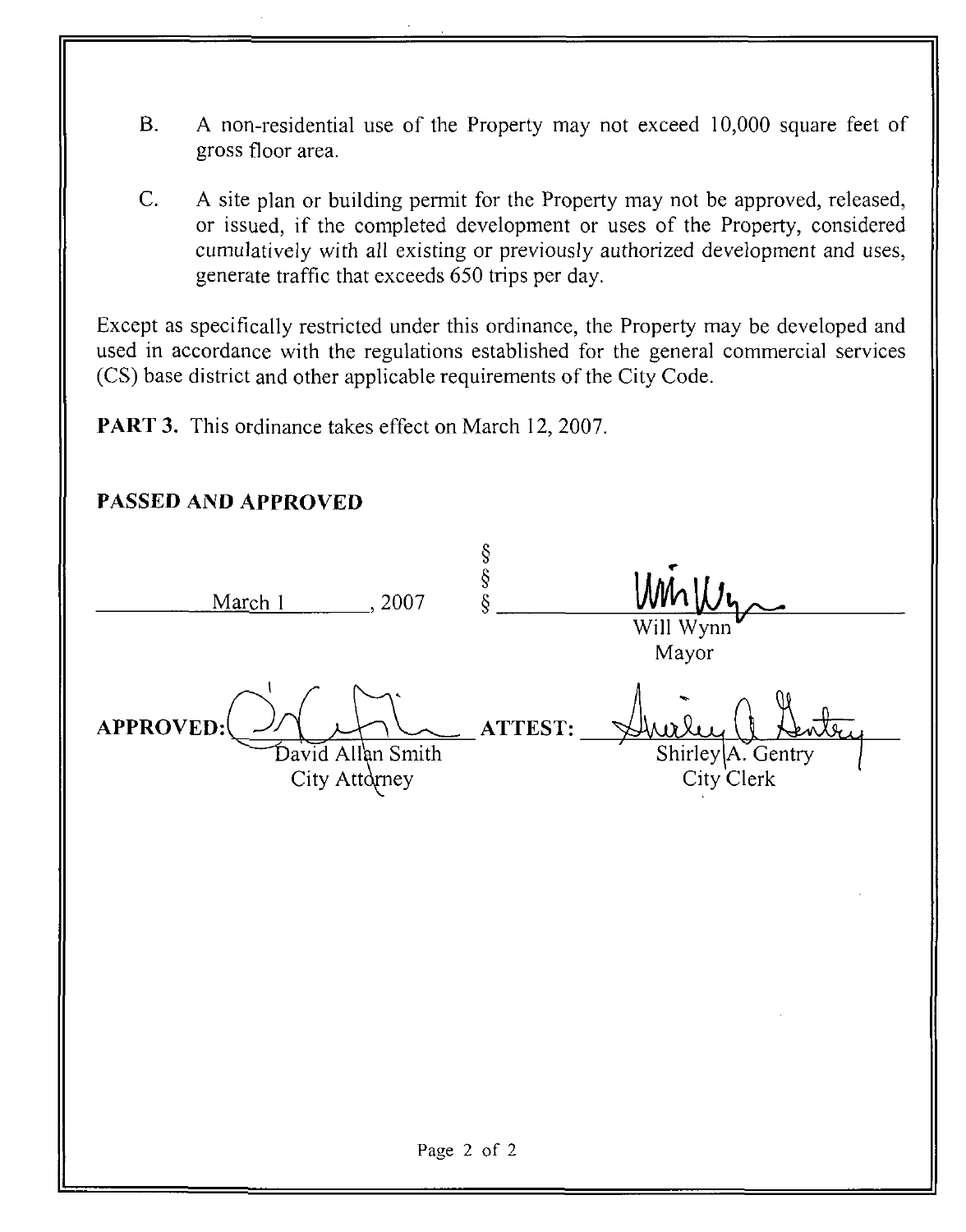B. A non-residential use of the Property may not exceed 10,000 square feet of gross floor area.

C. A site plan or building permit for the Property may not be approved, released, or issued, if the completed development or uses of the Property, considered cumulatively with all existing or previously authorized development and uses, generate traffic that exceeds 650 trips per day.

Except as specifically restricted under this ordinance, the Property may be developed and used in accordance with the regulations established for the general commercial services (CS) base district and other applicable requirements of the City Code.

**PART 3.** This ordinance takes effect on March 12, 2007.

**PASSED AND APPROVED**

March 1, 2007 § § § Will Wynn
Mayor

**APPROVED:** David Allan Smith
City Attorney

**ATTEST:** Shirley A. Gentry
City Clerk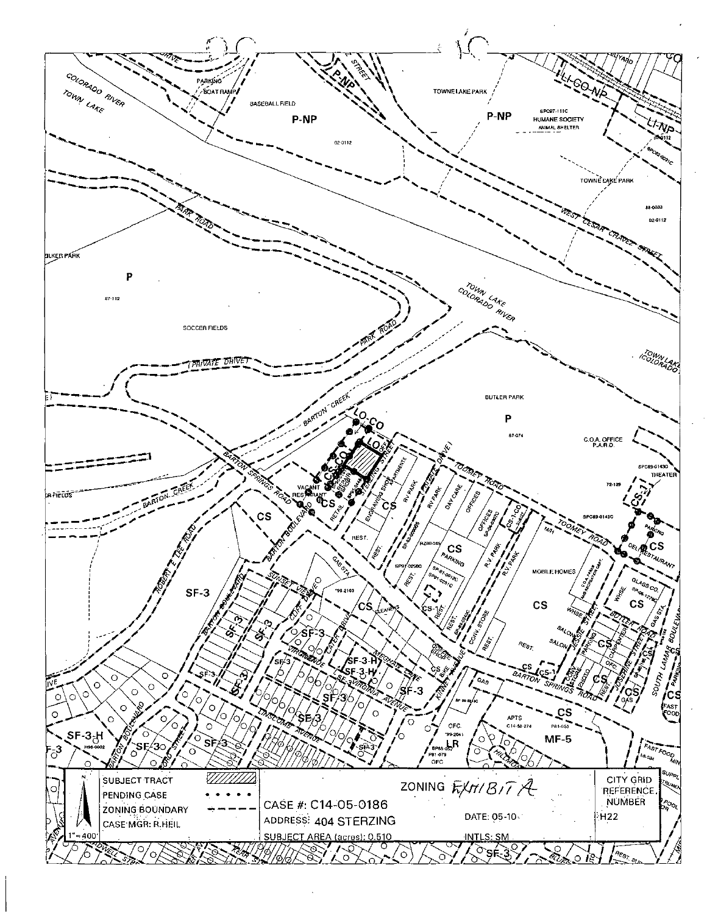ZONING EXHIBIT A

| | | | |
|---|---|---|---|
| SUBJECT TRACT<br>PENDING CASE<br>ZONING BOUNDARY<br>CASE MGR: R.HEIL<br>1" = 400' | CASE #: C14-05-0186<br>ADDRESS: 404 STERZING<br>SUBJECT AREA (acres): 0.510 | DATE: 05-10<br>INTLS: SM | CITY GRID REFERENCE NUMBER<br>H22 |